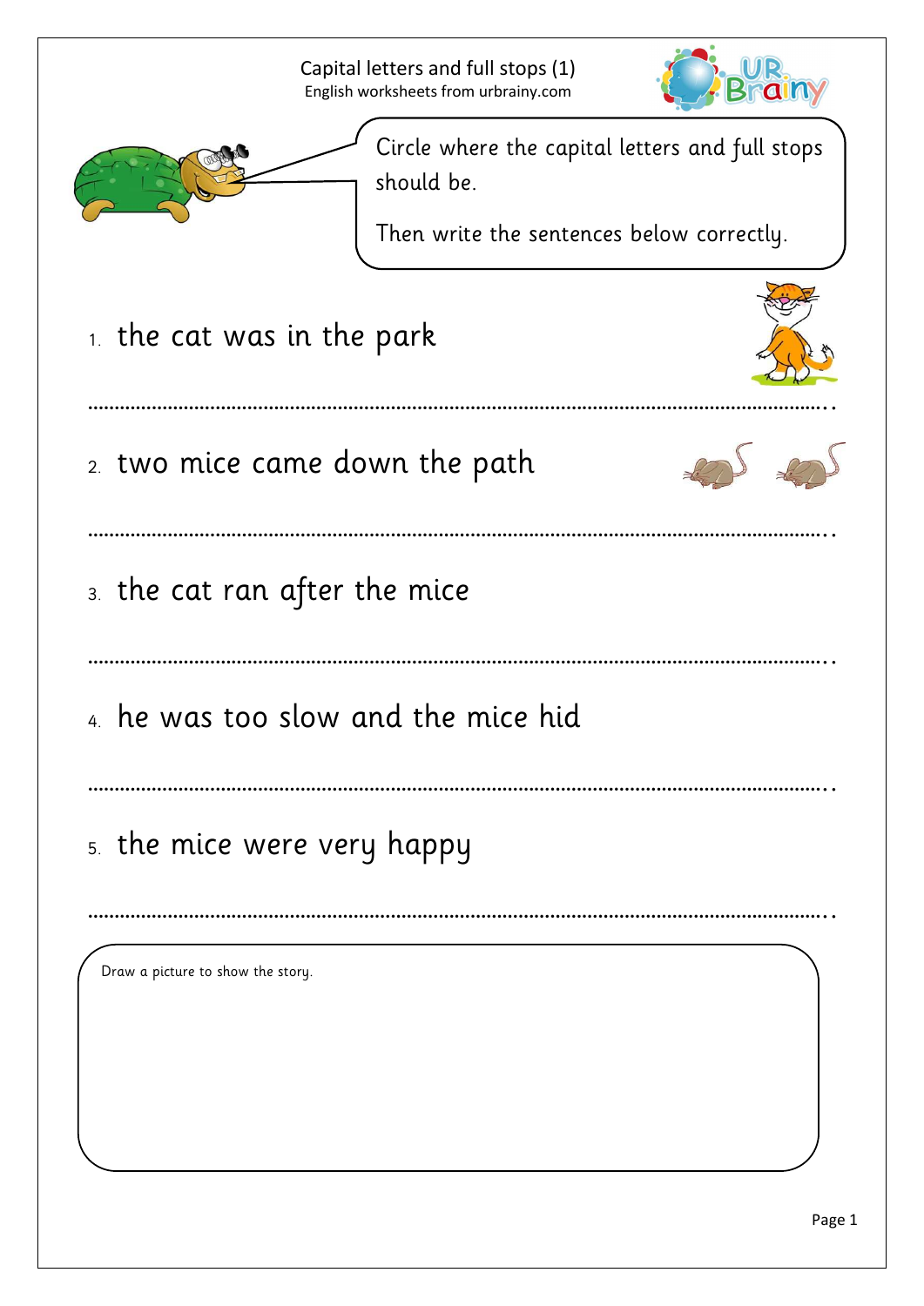# Capital letters and full stops (1)

English worksheets from urbrainy.com

Circle where the capital letters and full stops should be.

Then write the sentences below correctly.

1. the cat was in the park

..........................................................................................................................

2. two mice came down the path

..........................................................................................................................

3. the cat ran after the mice

..........................................................................................................................

4. he was too slow and the mice hid

..........................................................................................................................

5. the mice were very happy

..........................................................................................................................

Draw a picture to show the story.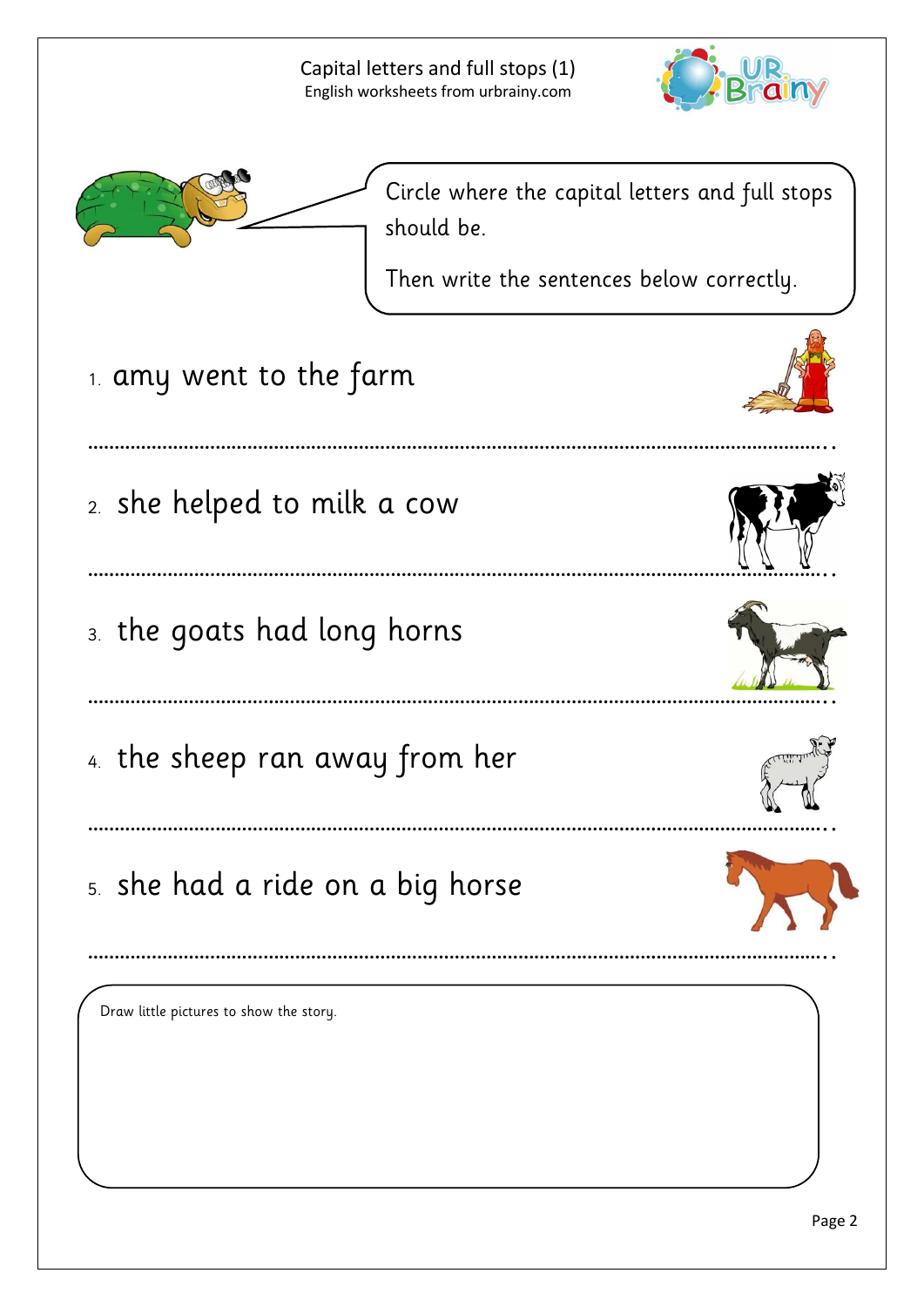# Capital letters and full stops (1)

English worksheets from urbrainy.com

Circle where the capital letters and full stops should be.

Then write the sentences below correctly.

1. amy went to the farm

....................................................................................................................................

2. she helped to milk a cow

....................................................................................................................................

3. the goats had long horns

....................................................................................................................................

4. the sheep ran away from her

....................................................................................................................................

5. she had a ride on a big horse

....................................................................................................................................

Draw little pictures to show the story.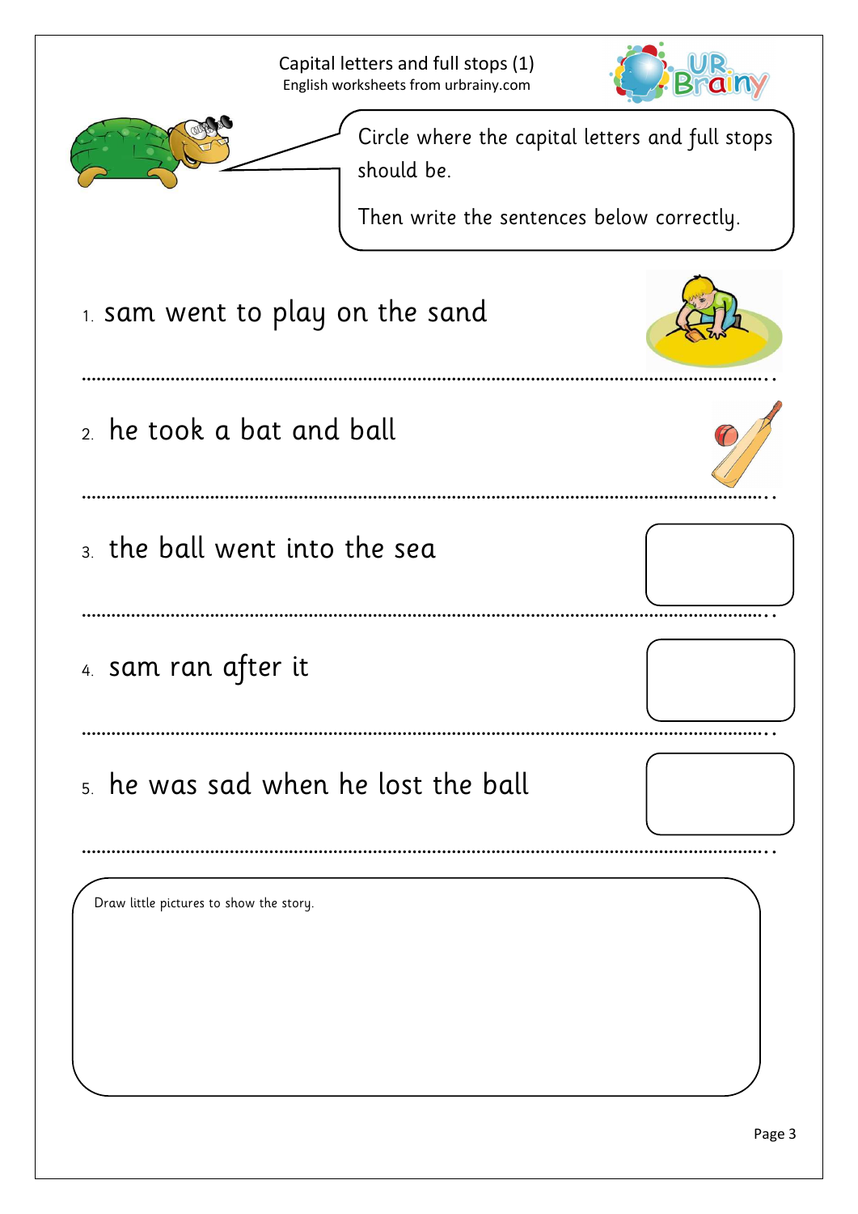# Capital letters and full stops (1)

English worksheets from urbrainy.com

Circle where the capital letters and full stops should be.

Then write the sentences below correctly.

1. sam went to play on the sand

..........................................................................................................................................

2. he took a bat and ball

..........................................................................................................................................

3. the ball went into the sea

..........................................................................................................................................

4. sam ran after it

..........................................................................................................................................

5. he was sad when he lost the ball

..........................................................................................................................................

Draw little pictures to show the story.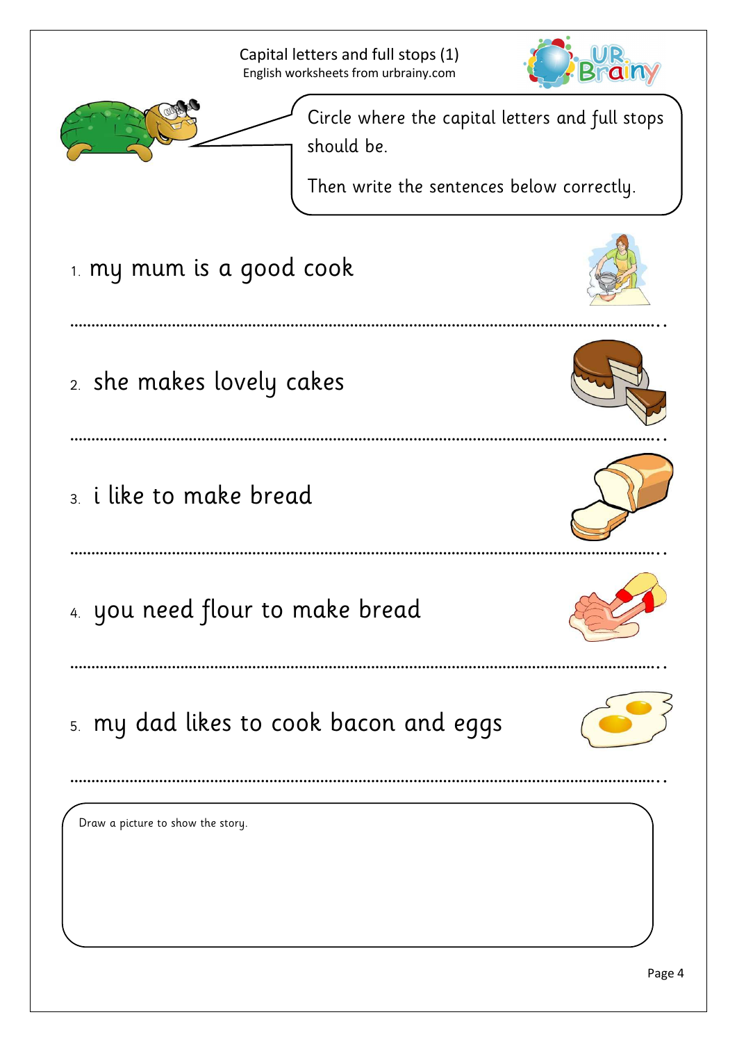# Capital letters and full stops (1)

English worksheets from urbrainy.com

Circle where the capital letters and full stops should be.

Then write the sentences below correctly.

1. my mum is a good cook

.......................................................................................................................................

2. she makes lovely cakes

.......................................................................................................................................

3. i like to make bread

.......................................................................................................................................

4. you need flour to make bread

.......................................................................................................................................

5. my dad likes to cook bacon and eggs

.......................................................................................................................................

Draw a picture to show the story.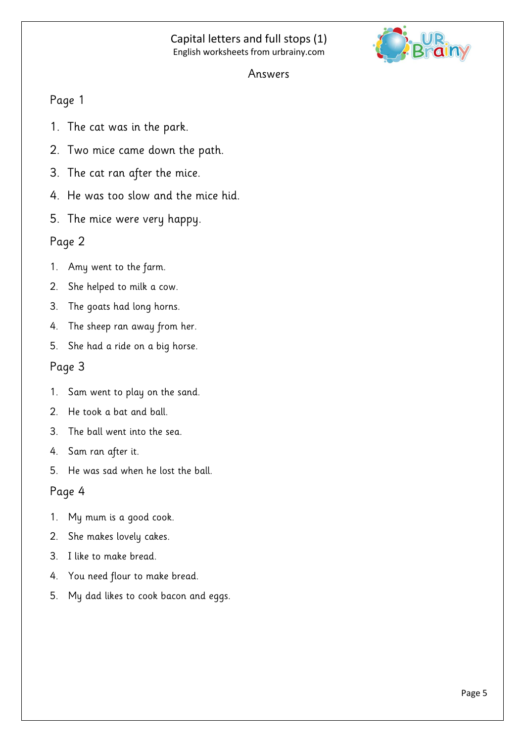# Capital letters and full stops (1)

English worksheets from urbrainy.com

## Answers

### Page 1

1. The cat was in the park.
2. Two mice came down the path.
3. The cat ran after the mice.
4. He was too slow and the mice hid.
5. The mice were very happy.

### Page 2

1. Amy went to the farm.
2. She helped to milk a cow.
3. The goats had long horns.
4. The sheep ran away from her.
5. She had a ride on a big horse.

### Page 3

1. Sam went to play on the sand.
2. He took a bat and ball.
3. The ball went into the sea.
4. Sam ran after it.
5. He was sad when he lost the ball.

### Page 4

1. My mum is a good cook.
2. She makes lovely cakes.
3. I like to make bread.
4. You need flour to make bread.
5. My dad likes to cook bacon and eggs.